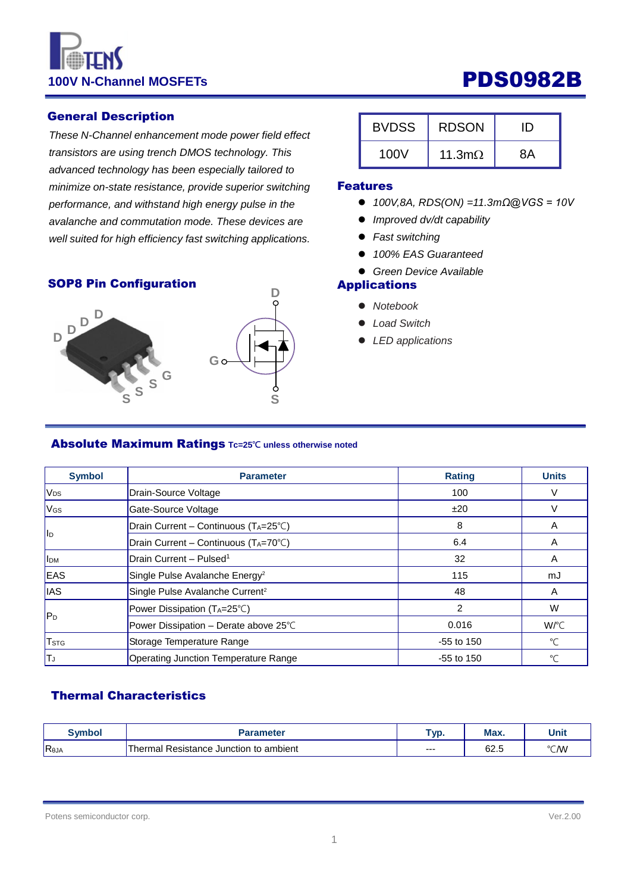# 100V N-Channel MOSFETs

# PDS0982B

## General Description

*These N-Channel enhancement mode power field effect transistors are using trench DMOS technology. This advanced technology has been especially tailored to minimize on-state resistance, provide superior switching performance, and withstand high energy pulse in the avalanche and commutation mode. These devices are well suited for high efficiency fast switching applications.*

| BVDSS | RDSON | ID |
|---|---|---|
| 100V | 11.3mΩ | 8A |

## Features

- *100V,8A, RDS(ON) =11.3mΩ@VGS = 10V*
- *Improved dv/dt capability*
- *Fast switching*
- *100% EAS Guaranteed*
- *Green Device Available*

## Applications

- *Notebook*
- *Load Switch*
- *LED applications*

## SOP8 Pin Configuration

D D D D
S S S G

G, D, S

## Absolute Maximum Ratings $T_C$=25℃ unless otherwise noted

| Symbol | Parameter | Rating | Units |
|---|---|---|---|
| $V_{DS}$ | Drain-Source Voltage | 100 | V |
| $V_{GS}$ | Gate-Source Voltage | ±20 | V |
| $I_D$ | Drain Current – Continuous ($T_A$=25℃) | 8 | A |
| | Drain Current – Continuous ($T_A$=70℃) | 6.4 | A |
| $I_{DM}$ | Drain Current – Pulsed[1] | 32 | A |
| EAS | Single Pulse Avalanche Energy[2] | 115 | mJ |
| IAS | Single Pulse Avalanche Current[2] | 48 | A |
| $P_D$ | Power Dissipation ($T_A$=25℃) | 2 | W |
| | Power Dissipation – Derate above 25℃ | 0.016 | W/℃ |
| $T_{STG}$ | Storage Temperature Range | -55 to 150 | ℃ |
| $T_J$ | Operating Junction Temperature Range | -55 to 150 | ℃ |

## Thermal Characteristics

| Symbol | Parameter | Typ. | Max. | Unit |
|---|---|---|---|---|
| $R_{\theta JA}$ | Thermal Resistance Junction to ambient | --- | 62.5 | ℃/W |

Potens semiconductor corp. Ver.2.00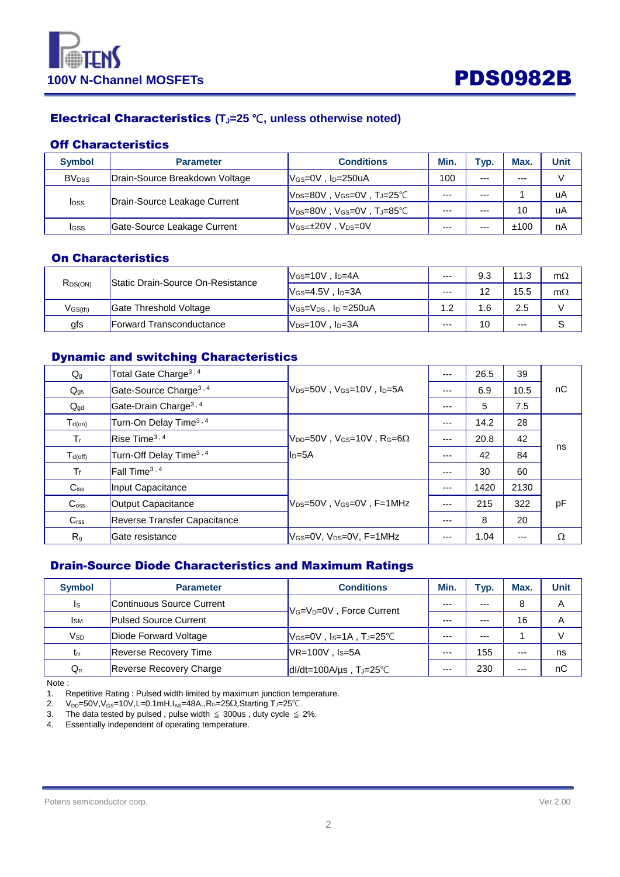# 100V N-Channel MOSFETs

# PDS0982B

## Electrical Characteristics ($T_J$=25 ℃, unless otherwise noted)

### Off Characteristics

| Symbol | Parameter | Conditions | Min. | Typ. | Max. | Unit |
|---|---|---|---|---|---|---|
| $BV_{DSS}$ | Drain-Source Breakdown Voltage | $V_{GS}$=0V , $I_D$=250uA | 100 | --- | --- | V |
| $I_{DSS}$ | Drain-Source Leakage Current | $V_{DS}$=80V , $V_{GS}$=0V , $T_J$=25℃ | --- | --- | 1 | uA |
| | | $V_{DS}$=80V , $V_{GS}$=0V , $T_J$=85℃ | --- | --- | 10 | uA |
| $I_{GSS}$ | Gate-Source Leakage Current | $V_{GS}$=±20V , $V_{DS}$=0V | --- | --- | ±100 | nA |

### On Characteristics

| Symbol | Parameter | Conditions | Min. | Typ. | Max. | Unit |
|---|---|---|---|---|---|---|
| $R_{DS(ON)}$ | Static Drain-Source On-Resistance | $V_{GS}$=10V , $I_D$=4A | --- | 9.3 | 11.3 | mΩ |
| | | $V_{GS}$=4.5V , $I_D$=3A | --- | 12 | 15.5 | mΩ |
| $V_{GS(th)}$ | Gate Threshold Voltage | $V_{GS}$=$V_{DS}$ , $I_D$ =250uA | 1.2 | 1.6 | 2.5 | V |
| gfs | Forward Transconductance | $V_{DS}$=10V , $I_D$=3A | --- | 10 | --- | S |

### Dynamic and switching Characteristics

| Symbol | Parameter | Conditions | Min. | Typ. | Max. | Unit |
|---|---|---|---|---|---|---|
| $Q_g$ | Total Gate Charge[3,4] | $V_{DS}$=50V , $V_{GS}$=10V , $I_D$=5A | --- | 26.5 | 39 | nC |
| $Q_{gs}$ | Gate-Source Charge[3,4] | | --- | 6.9 | 10.5 | |
| $Q_{gd}$ | Gate-Drain Charge[3,4] | | --- | 5 | 7.5 | |
| $T_{d(on)}$ | Turn-On Delay Time[3,4] | $V_{DD}$=50V , $V_{GS}$=10V , $R_G$=6Ω $I_D$=5A | --- | 14.2 | 28 | ns |
| $T_r$ | Rise Time[3,4] | | --- | 20.8 | 42 | |
| $T_{d(off)}$ | Turn-Off Delay Time[3,4] | | --- | 42 | 84 | |
| $T_f$ | Fall Time[3,4] | | --- | 30 | 60 | |
| $C_{iss}$ | Input Capacitance | $V_{DS}$=50V , $V_{GS}$=0V , F=1MHz | --- | 1420 | 2130 | pF |
| $C_{oss}$ | Output Capacitance | | --- | 215 | 322 | |
| $C_{rss}$ | Reverse Transfer Capacitance | | --- | 8 | 20 | |
| $R_g$ | Gate resistance | $V_{GS}$=0V, $V_{DS}$=0V, F=1MHz | --- | 1.04 | --- | Ω |

### Drain-Source Diode Characteristics and Maximum Ratings

| Symbol | Parameter | Conditions | Min. | Typ. | Max. | Unit |
|---|---|---|---|---|---|---|
| $I_S$ | Continuous Source Current | $V_G$=$V_D$=0V , Force Current | --- | --- | 8 | A |
| $I_{SM}$ | Pulsed Source Current | | --- | --- | 16 | A |
| $V_{SD}$ | Diode Forward Voltage | $V_{GS}$=0V , $I_S$=1A , $T_J$=25℃ | --- | --- | 1 | V |
| $t_{rr}$ | Reverse Recovery Time | VR=100V , $I_S$=5A | --- | 155 | --- | ns |
| $Q_{rr}$ | Reverse Recovery Charge | dI/dt=100A/µs , $T_J$=25℃ | --- | 230 | --- | nC |

Note :

1. Repetitive Rating : Pulsed width limited by maximum junction temperature.
2. $V_{DD}$=50V,$V_{GS}$=10V,L=0.1mH,$I_{AS}$=48A.,$R_G$=25Ω,Starting $T_J$=25℃.
3. The data tested by pulsed , pulse width ≤ 300us , duty cycle ≤ 2%.
4. Essentially independent of operating temperature.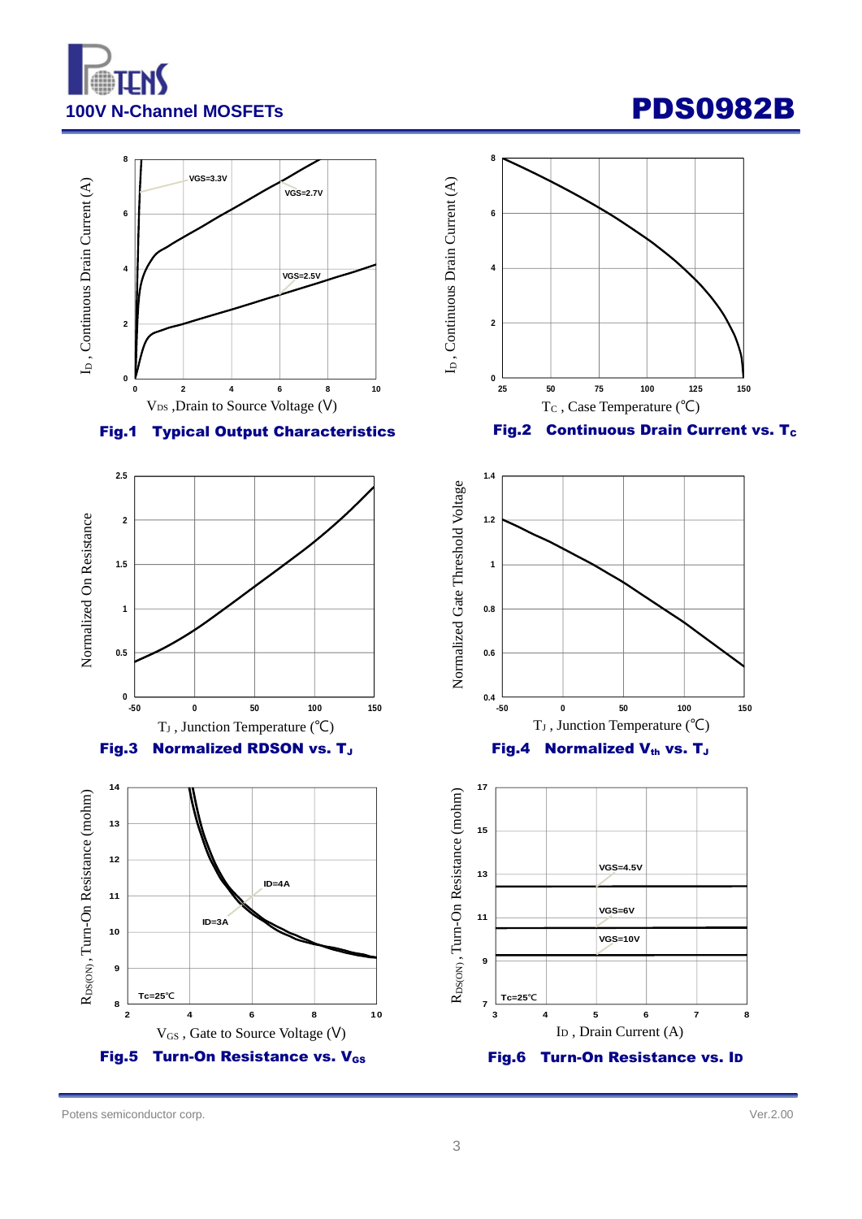Fig.1 Typical Output Characteristics

Fig.2 Continuous Drain Current vs. $T_C$

Fig.3 Normalized RDSON vs. $T_J$

Fig.4 Normalized $V_{th}$ vs. $T_J$

Fig.5 Turn-On Resistance vs. $V_{GS}$

Fig.6 Turn-On Resistance vs. $I_D$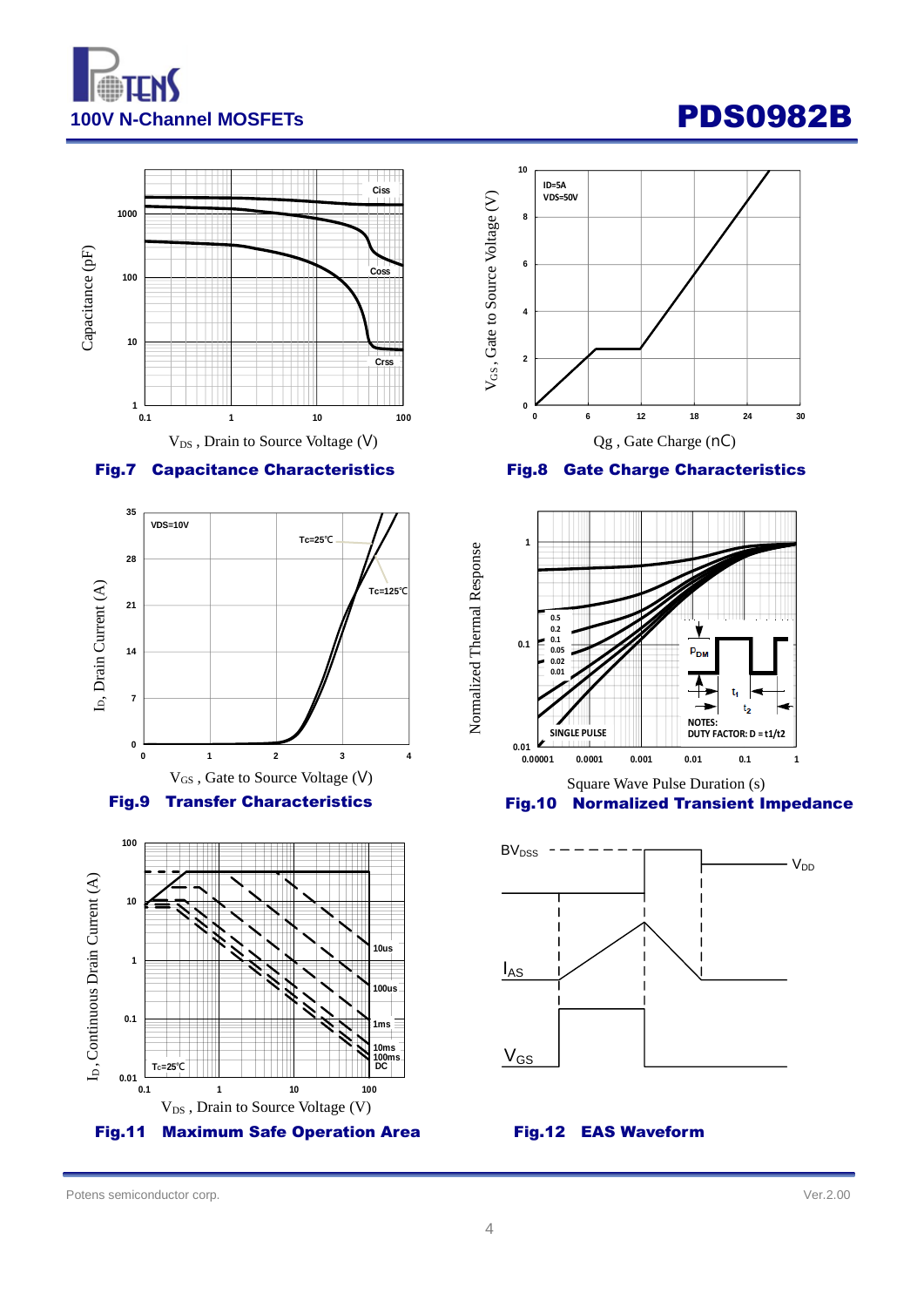# 100V N-Channel MOSFETs

# PDS0982B

Capacitance (pF)

Ciss

Coss

Crss

$V_{DS}$ , Drain to Source Voltage (V)

**Fig.7 Capacitance Characteristics**

ID=5A
VDS=50V

$V_{GS}$ , Gate to Source Voltage (V)

Qg , Gate Charge (nC)

**Fig.8 Gate Charge Characteristics**

VDS=10V

Tc=25℃

Tc=125℃

$I_D$, Drain Current (A)

$V_{GS}$ , Gate to Source Voltage (V)

**Fig.9 Transfer Characteristics**

Normalized Thermal Response

0.5
0.2
0.1
0.05
0.02
0.01

SINGLE PULSE

$P_{DM}$

$t_1$

$t_2$

NOTES:
DUTY FACTOR: D = t1/t2

Square Wave Pulse Duration (s)

**Fig.10 Normalized Transient Impedance**

$I_D$, Continuous Drain Current (A)

10us
100us
1ms
10ms
100ms
DC

Tc=25℃

$V_{DS}$ , Drain to Source Voltage (V)

**Fig.11 Maximum Safe Operation Area**

$BV_{DSS}$

$V_{DD}$

$I_{AS}$

$V_{GS}$

**Fig.12 EAS Waveform**

Potens semiconductor corp.

Ver.2.00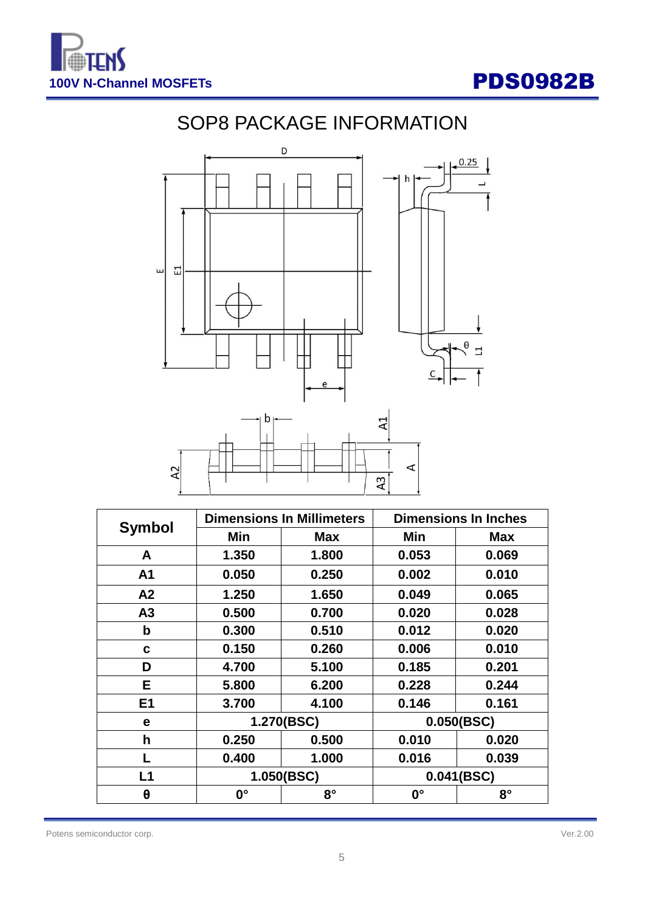# SOP8 PACKAGE INFORMATION

D

E

E1

e

h

0.25

L

θ

L1

c

b

A1

A2

A3

A

| Symbol | Dimensions In Millimeters | | Dimensions In Inches | |
|---|---|---|---|---|
| | Min | Max | Min | Max |
| A | 1.350 | 1.800 | 0.053 | 0.069 |
| A1 | 0.050 | 0.250 | 0.002 | 0.010 |
| A2 | 1.250 | 1.650 | 0.049 | 0.065 |
| A3 | 0.500 | 0.700 | 0.020 | 0.028 |
| b | 0.300 | 0.510 | 0.012 | 0.020 |
| c | 0.150 | 0.260 | 0.006 | 0.010 |
| D | 4.700 | 5.100 | 0.185 | 0.201 |
| E | 5.800 | 6.200 | 0.228 | 0.244 |
| E1 | 3.700 | 4.100 | 0.146 | 0.161 |
| e | 1.270(BSC) | | 0.050(BSC) | |
| h | 0.250 | 0.500 | 0.010 | 0.020 |
| L | 0.400 | 1.000 | 0.016 | 0.039 |
| L1 | 1.050(BSC) | | 0.041(BSC) | |
| θ | 0° | 8° | 0° | 8° |